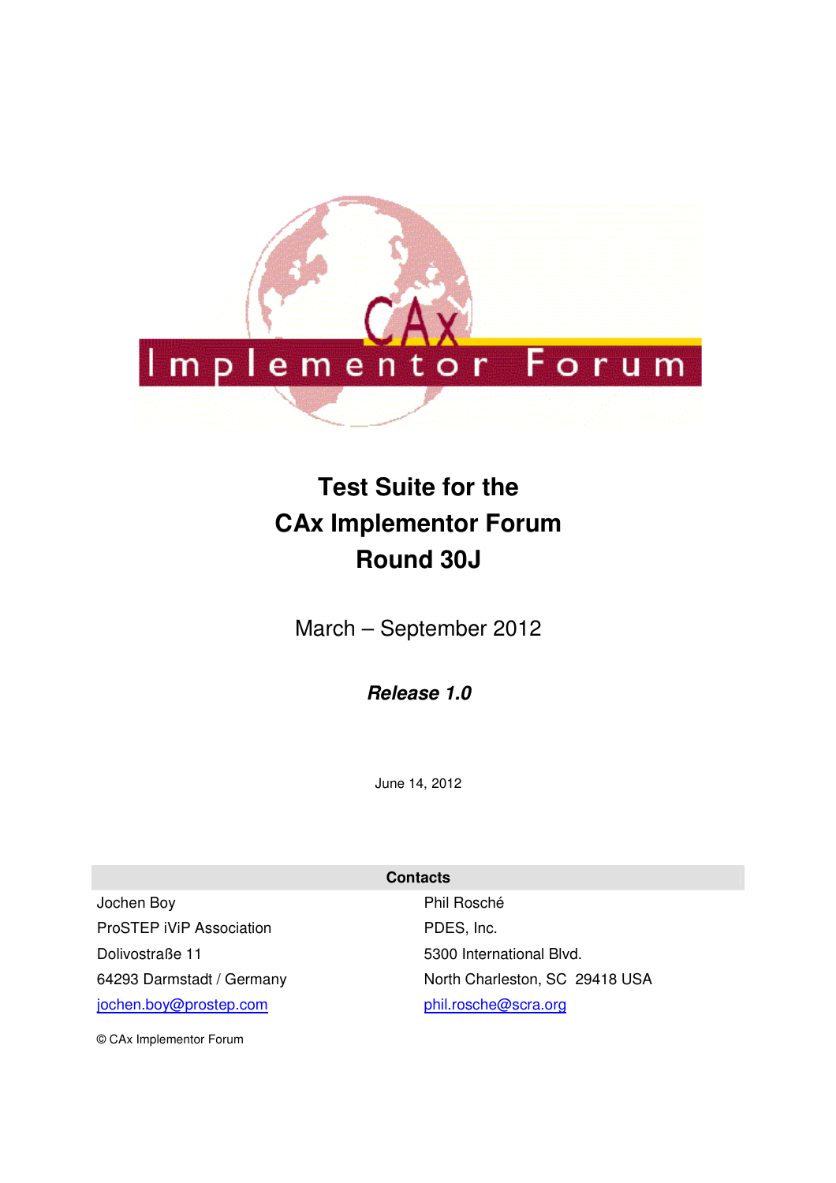# Test Suite for the CAx Implementor Forum Round 30J

March – September 2012

***Release 1.0***

June 14, 2012

| Contacts | |
|---|---|
| Jochen Boy | Phil Rosché |
| ProSTEP iViP Association | PDES, Inc. |
| Dolivostraße 11 | 5300 International Blvd. |
| 64293 Darmstadt / Germany | North Charleston, SC 29418 USA |
| jochen.boy@prostep.com | phil.rosche@scra.org |

© CAx Implementor Forum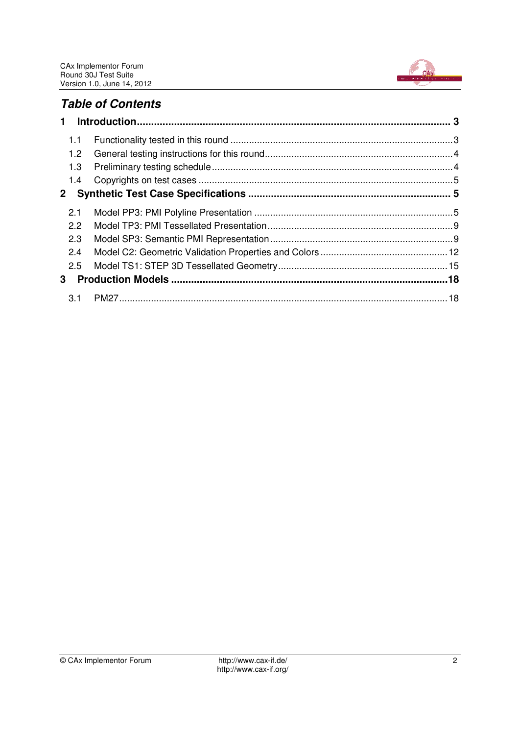## *Table of Contents*

**1 Introduction ... 3**

- 1.1 Functionality tested in this round ... 3
- 1.2 General testing instructions for this round ... 4
- 1.3 Preliminary testing schedule ... 4
- 1.4 Copyrights on test cases ... 5

**2 Synthetic Test Case Specifications ... 5**

- 2.1 Model PP3: PMI Polyline Presentation ... 5
- 2.2 Model TP3: PMI Tessellated Presentation ... 9
- 2.3 Model SP3: Semantic PMI Representation ... 9
- 2.4 Model C2: Geometric Validation Properties and Colors ... 12
- 2.5 Model TS1: STEP 3D Tessellated Geometry ... 15

**3 Production Models ... 18**

- 3.1 PM27 ... 18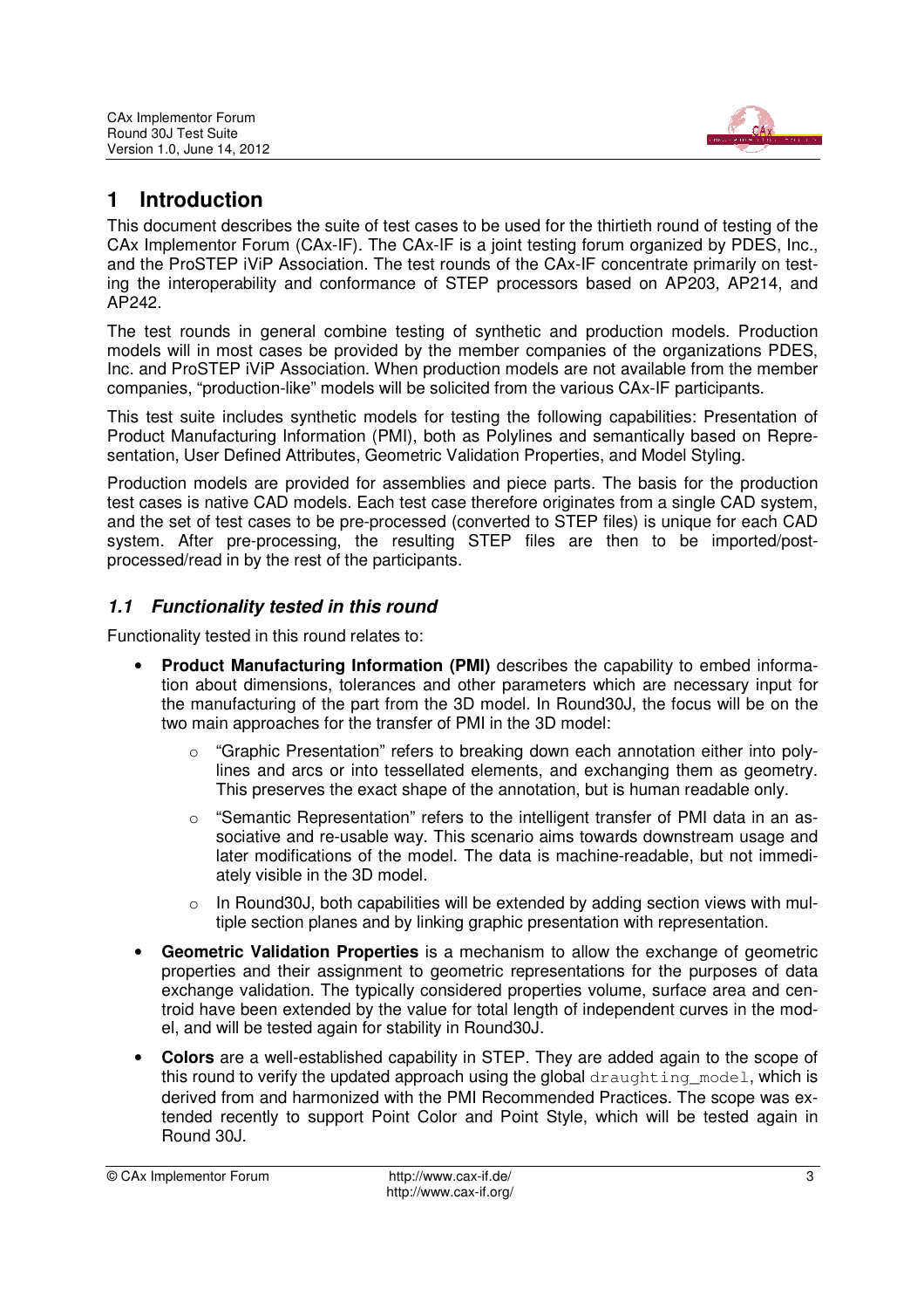# 1 Introduction

This document describes the suite of test cases to be used for the thirtieth round of testing of the CAx Implementor Forum (CAx-IF). The CAx-IF is a joint testing forum organized by PDES, Inc., and the ProSTEP iViP Association. The test rounds of the CAx-IF concentrate primarily on testing the interoperability and conformance of STEP processors based on AP203, AP214, and AP242.

The test rounds in general combine testing of synthetic and production models. Production models will in most cases be provided by the member companies of the organizations PDES, Inc. and ProSTEP iViP Association. When production models are not available from the member companies, "production-like" models will be solicited from the various CAx-IF participants.

This test suite includes synthetic models for testing the following capabilities: Presentation of Product Manufacturing Information (PMI), both as Polylines and semantically based on Representation, User Defined Attributes, Geometric Validation Properties, and Model Styling.

Production models are provided for assemblies and piece parts. The basis for the production test cases is native CAD models. Each test case therefore originates from a single CAD system, and the set of test cases to be pre-processed (converted to STEP files) is unique for each CAD system. After pre-processing, the resulting STEP files are then to be imported/post-processed/read in by the rest of the participants.

## *1.1 Functionality tested in this round*

Functionality tested in this round relates to:

- **Product Manufacturing Information (PMI)** describes the capability to embed information about dimensions, tolerances and other parameters which are necessary input for the manufacturing of the part from the 3D model. In Round30J, the focus will be on the two main approaches for the transfer of PMI in the 3D model:
  - "Graphic Presentation" refers to breaking down each annotation either into polylines and arcs or into tessellated elements, and exchanging them as geometry. This preserves the exact shape of the annotation, but is human readable only.
  - "Semantic Representation" refers to the intelligent transfer of PMI data in an associative and re-usable way. This scenario aims towards downstream usage and later modifications of the model. The data is machine-readable, but not immediately visible in the 3D model.
  - In Round30J, both capabilities will be extended by adding section views with multiple section planes and by linking graphic presentation with representation.
- **Geometric Validation Properties** is a mechanism to allow the exchange of geometric properties and their assignment to geometric representations for the purposes of data exchange validation. The typically considered properties volume, surface area and centroid have been extended by the value for total length of independent curves in the model, and will be tested again for stability in Round30J.
- **Colors** are a well-established capability in STEP. They are added again to the scope of this round to verify the updated approach using the global `draughting_model`, which is derived from and harmonized with the PMI Recommended Practices. The scope was extended recently to support Point Color and Point Style, which will be tested again in Round 30J.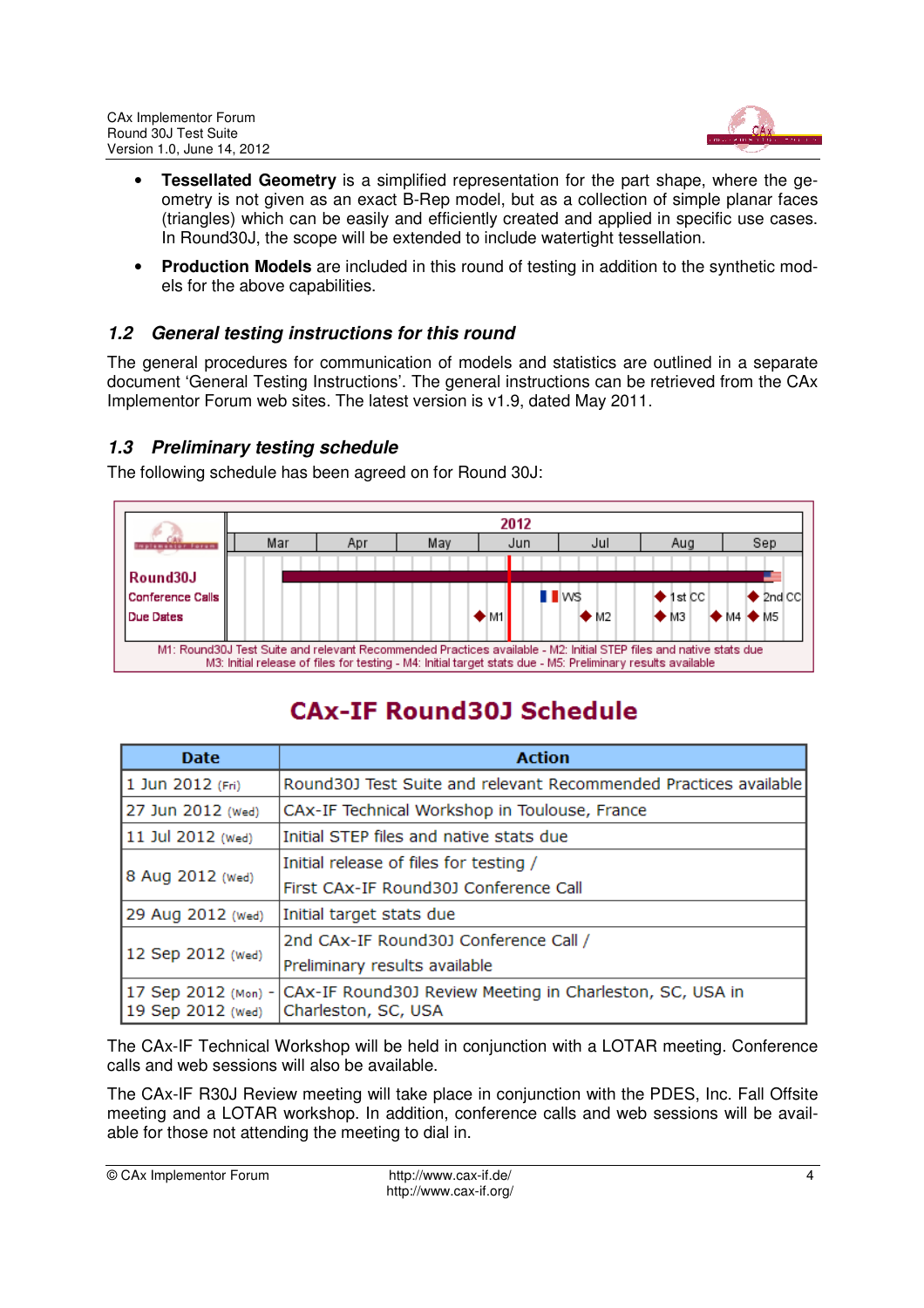- **Tessellated Geometry** is a simplified representation for the part shape, where the geometry is not given as an exact B-Rep model, but as a collection of simple planar faces (triangles) which can be easily and efficiently created and applied in specific use cases. In Round30J, the scope will be extended to include watertight tessellation.
- **Production Models** are included in this round of testing in addition to the synthetic models for the above capabilities.

## *1.2 General testing instructions for this round*

The general procedures for communication of models and statistics are outlined in a separate document 'General Testing Instructions'. The general instructions can be retrieved from the CAx Implementor Forum web sites. The latest version is v1.9, dated May 2011.

## *1.3 Preliminary testing schedule*

The following schedule has been agreed on for Round 30J:

M1: Round30J Test Suite and relevant Recommended Practices available - M2: Initial STEP files and native stats due
M3: Initial release of files for testing - M4: Initial target stats due - M5: Preliminary results available

**CAx-IF Round30J Schedule**

| Date | Action |
|---|---|
| 1 Jun 2012 (Fri) | Round30J Test Suite and relevant Recommended Practices available |
| 27 Jun 2012 (Wed) | CAx-IF Technical Workshop in Toulouse, France |
| 11 Jul 2012 (Wed) | Initial STEP files and native stats due |
| 8 Aug 2012 (Wed) | Initial release of files for testing / First CAx-IF Round30J Conference Call |
| 29 Aug 2012 (Wed) | Initial target stats due |
| 12 Sep 2012 (Wed) | 2nd CAx-IF Round30J Conference Call / Preliminary results available |
| 17 Sep 2012 (Mon) - 19 Sep 2012 (Wed) | CAx-IF Round30J Review Meeting in Charleston, SC, USA in Charleston, SC, USA |

The CAx-IF Technical Workshop will be held in conjunction with a LOTAR meeting. Conference calls and web sessions will also be available.

The CAx-IF R30J Review meeting will take place in conjunction with the PDES, Inc. Fall Offsite meeting and a LOTAR workshop. In addition, conference calls and web sessions will be available for those not attending the meeting to dial in.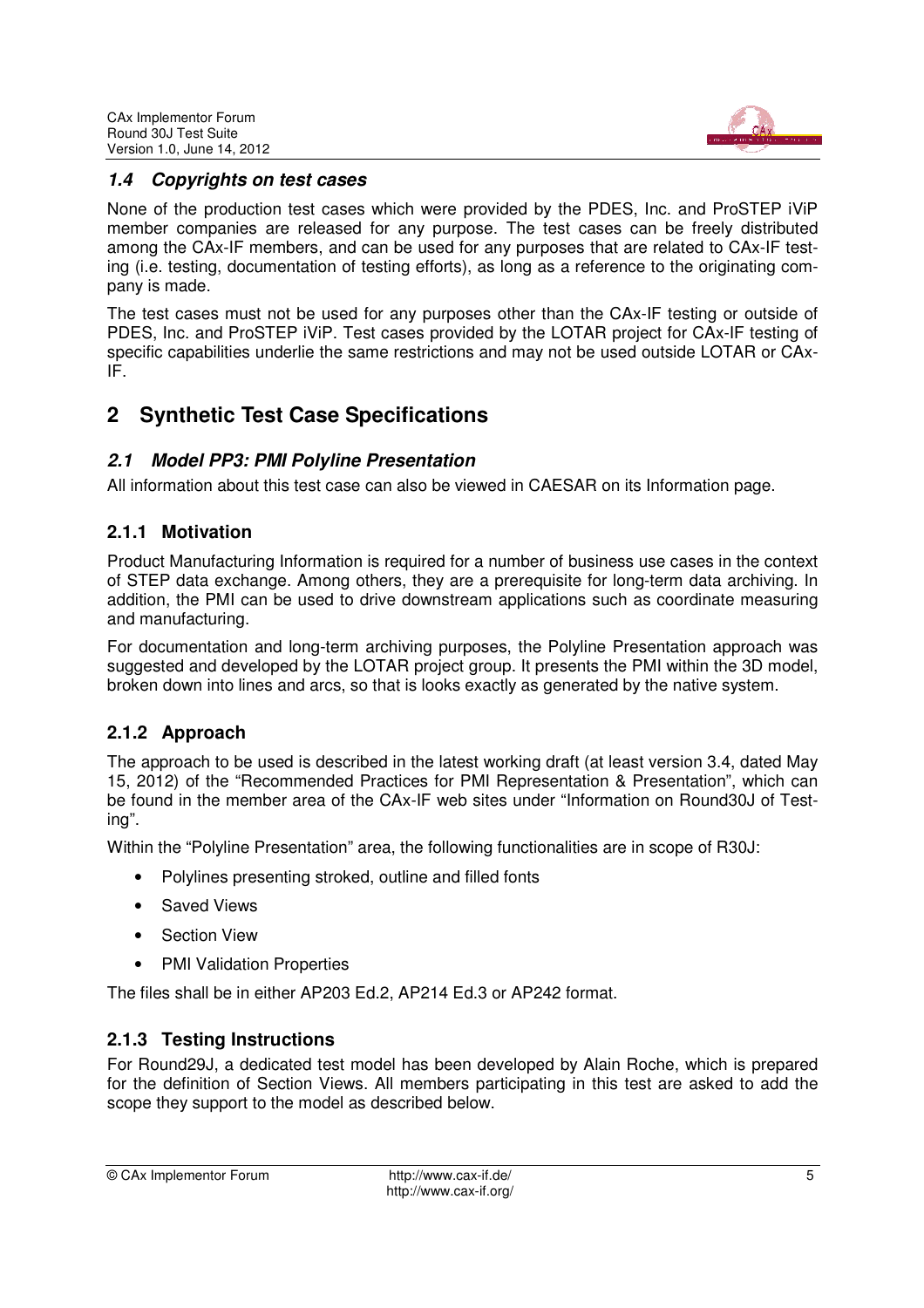### 1.4 Copyrights on test cases

None of the production test cases which were provided by the PDES, Inc. and ProSTEP iViP member companies are released for any purpose. The test cases can be freely distributed among the CAx-IF members, and can be used for any purposes that are related to CAx-IF testing (i.e. testing, documentation of testing efforts), as long as a reference to the originating company is made.

The test cases must not be used for any purposes other than the CAx-IF testing or outside of PDES, Inc. and ProSTEP iViP. Test cases provided by the LOTAR project for CAx-IF testing of specific capabilities underlie the same restrictions and may not be used outside LOTAR or CAx-IF.

# 2 Synthetic Test Case Specifications

## 2.1 Model PP3: PMI Polyline Presentation

All information about this test case can also be viewed in CAESAR on its Information page.

### 2.1.1 Motivation

Product Manufacturing Information is required for a number of business use cases in the context of STEP data exchange. Among others, they are a prerequisite for long-term data archiving. In addition, the PMI can be used to drive downstream applications such as coordinate measuring and manufacturing.

For documentation and long-term archiving purposes, the Polyline Presentation approach was suggested and developed by the LOTAR project group. It presents the PMI within the 3D model, broken down into lines and arcs, so that is looks exactly as generated by the native system.

### 2.1.2 Approach

The approach to be used is described in the latest working draft (at least version 3.4, dated May 15, 2012) of the “Recommended Practices for PMI Representation & Presentation”, which can be found in the member area of the CAx-IF web sites under “Information on Round30J of Testing”.

Within the “Polyline Presentation” area, the following functionalities are in scope of R30J:

- Polylines presenting stroked, outline and filled fonts
- Saved Views
- Section View
- PMI Validation Properties

The files shall be in either AP203 Ed.2, AP214 Ed.3 or AP242 format.

### 2.1.3 Testing Instructions

For Round29J, a dedicated test model has been developed by Alain Roche, which is prepared for the definition of Section Views. All members participating in this test are asked to add the scope they support to the model as described below.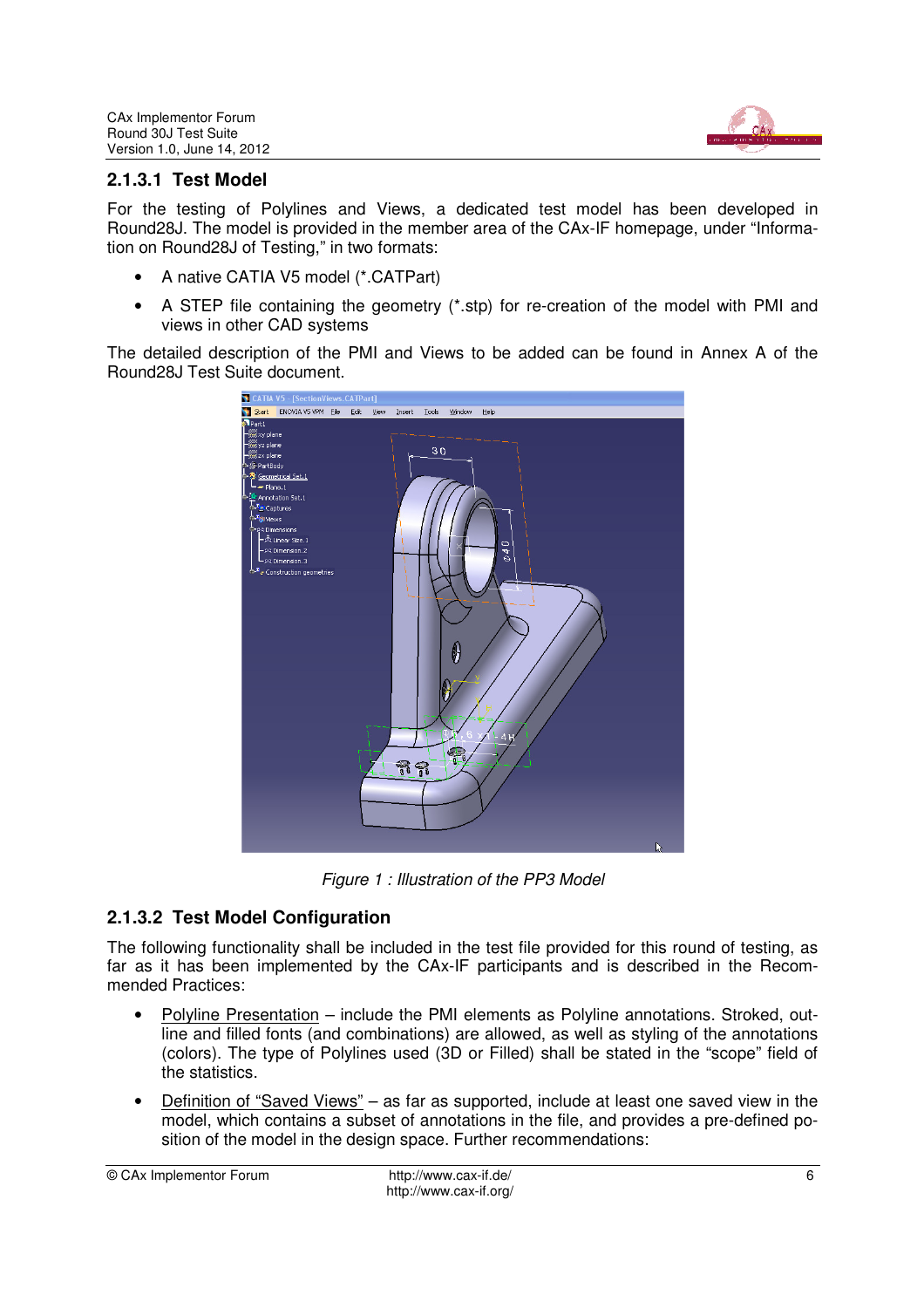### 2.1.3.1 Test Model

For the testing of Polylines and Views, a dedicated test model has been developed in Round28J. The model is provided in the member area of the CAx-IF homepage, under "Information on Round28J of Testing," in two formats:

- A native CATIA V5 model (*.CATPart)
- A STEP file containing the geometry (*.stp) for re-creation of the model with PMI and views in other CAD systems

The detailed description of the PMI and Views to be added can be found in Annex A of the Round28J Test Suite document.

*Figure 1 : Illustration of the PP3 Model*

### 2.1.3.2 Test Model Configuration

The following functionality shall be included in the test file provided for this round of testing, as far as it has been implemented by the CAx-IF participants and is described in the Recommended Practices:

- Polyline Presentation – include the PMI elements as Polyline annotations. Stroked, outline and filled fonts (and combinations) are allowed, as well as styling of the annotations (colors). The type of Polylines used (3D or Filled) shall be stated in the "scope" field of the statistics.
- Definition of "Saved Views" – as far as supported, include at least one saved view in the model, which contains a subset of annotations in the file, and provides a pre-defined position of the model in the design space. Further recommendations: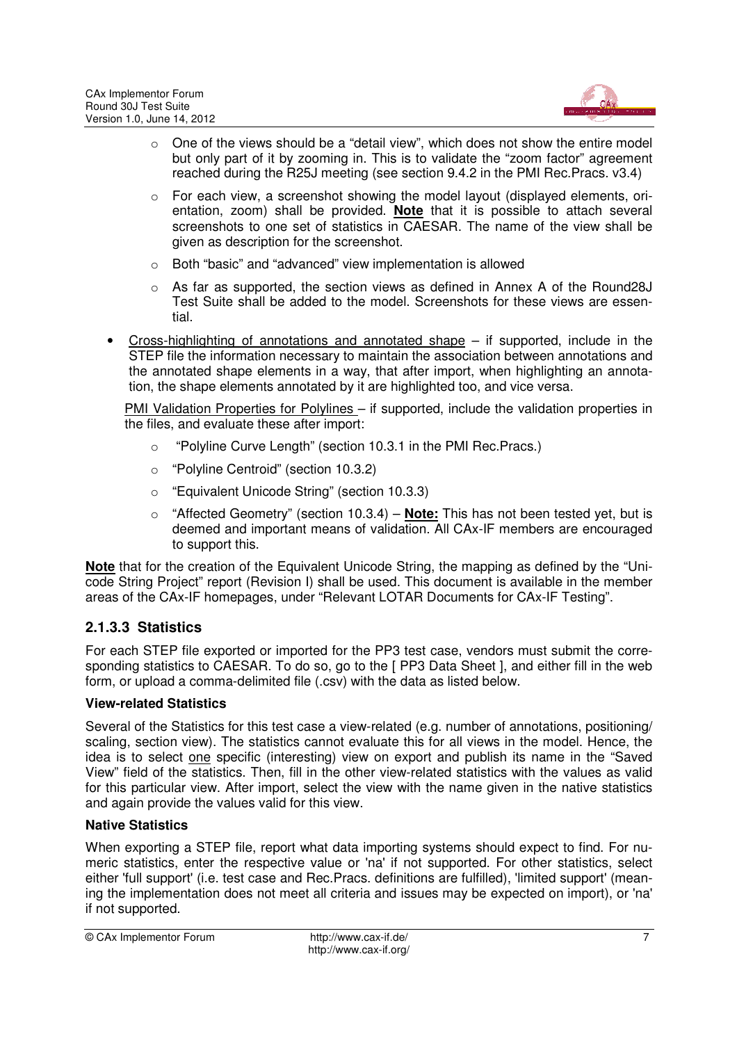- One of the views should be a “detail view”, which does not show the entire model but only part of it by zooming in. This is to validate the “zoom factor” agreement reached during the R25J meeting (see section 9.4.2 in the PMI Rec.Pracs. v3.4)
  - For each view, a screenshot showing the model layout (displayed elements, orientation, zoom) shall be provided. **Note** that it is possible to attach several screenshots to one set of statistics in CAESAR. The name of the view shall be given as description for the screenshot.
  - Both “basic” and “advanced” view implementation is allowed
  - As far as supported, the section views as defined in Annex A of the Round28J Test Suite shall be added to the model. Screenshots for these views are essential.

- Cross-highlighting of annotations and annotated shape – if supported, include in the STEP file the information necessary to maintain the association between annotations and the annotated shape elements in a way, that after import, when highlighting an annotation, the shape elements annotated by it are highlighted too, and vice versa.

  PMI Validation Properties for Polylines – if supported, include the validation properties in the files, and evaluate these after import:

  - “Polyline Curve Length” (section 10.3.1 in the PMI Rec.Pracs.)
  - “Polyline Centroid” (section 10.3.2)
  - “Equivalent Unicode String” (section 10.3.3)
  - “Affected Geometry” (section 10.3.4) – **Note:** This has not been tested yet, but is deemed and important means of validation. All CAx-IF members are encouraged to support this.

**Note** that for the creation of the Equivalent Unicode String, the mapping as defined by the “Unicode String Project” report (Revision I) shall be used. This document is available in the member areas of the CAx-IF homepages, under “Relevant LOTAR Documents for CAx-IF Testing”.

### 2.1.3.3 Statistics

For each STEP file exported or imported for the PP3 test case, vendors must submit the corresponding statistics to CAESAR. To do so, go to the [ PP3 Data Sheet ], and either fill in the web form, or upload a comma-delimited file (.csv) with the data as listed below.

**View-related Statistics**

Several of the Statistics for this test case a view-related (e.g. number of annotations, positioning/ scaling, section view). The statistics cannot evaluate this for all views in the model. Hence, the idea is to select one specific (interesting) view on export and publish its name in the “Saved View” field of the statistics. Then, fill in the other view-related statistics with the values as valid for this particular view. After import, select the view with the name given in the native statistics and again provide the values valid for this view.

**Native Statistics**

When exporting a STEP file, report what data importing systems should expect to find. For numeric statistics, enter the respective value or 'na' if not supported. For other statistics, select either 'full support' (i.e. test case and Rec.Pracs. definitions are fulfilled), 'limited support' (meaning the implementation does not meet all criteria and issues may be expected on import), or 'na' if not supported.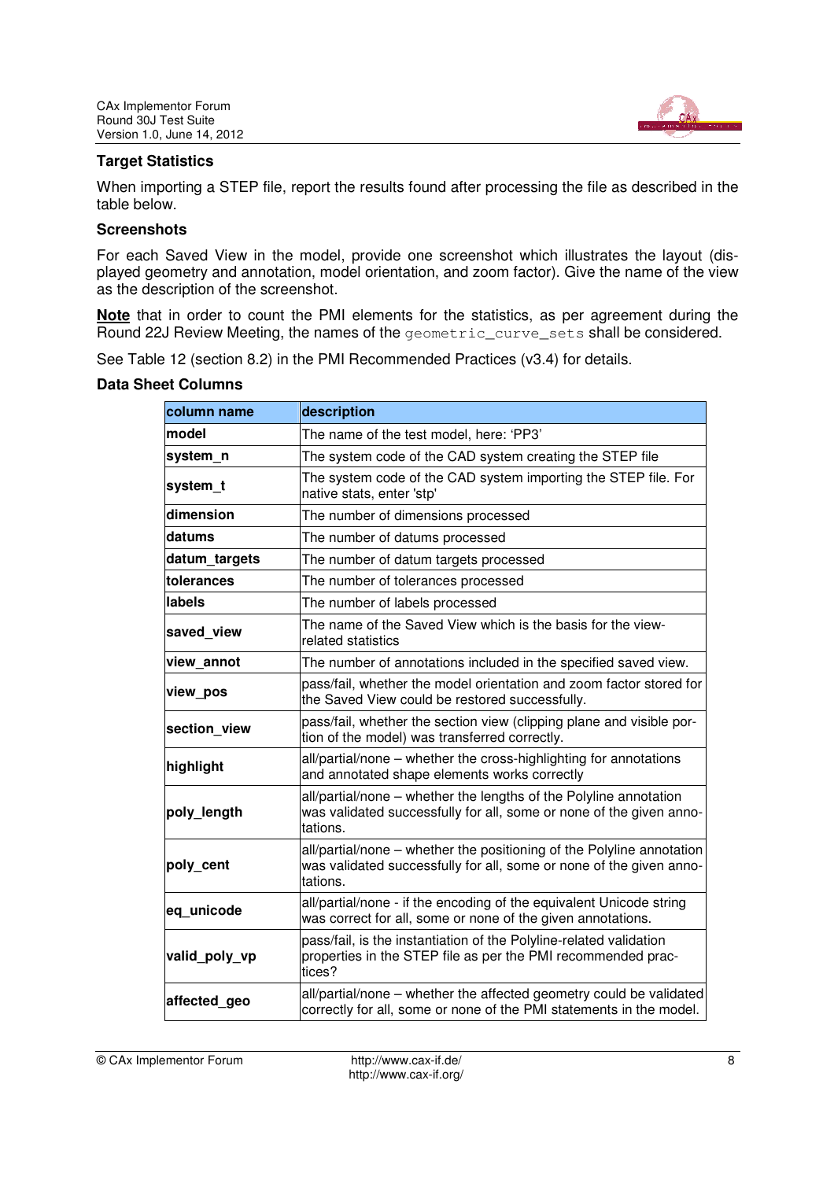### Target Statistics

When importing a STEP file, report the results found after processing the file as described in the table below.

### Screenshots

For each Saved View in the model, provide one screenshot which illustrates the layout (displayed geometry and annotation, model orientation, and zoom factor). Give the name of the view as the description of the screenshot.

**Note** that in order to count the PMI elements for the statistics, as per agreement during the Round 22J Review Meeting, the names of the `geometric_curve_sets` shall be considered.

See Table 12 (section 8.2) in the PMI Recommended Practices (v3.4) for details.

### Data Sheet Columns

| column name | description |
|---|---|
| **model** | The name of the test model, here: 'PP3' |
| **system_n** | The system code of the CAD system creating the STEP file |
| **system_t** | The system code of the CAD system importing the STEP file. For native stats, enter 'stp' |
| **dimension** | The number of dimensions processed |
| **datums** | The number of datums processed |
| **datum_targets** | The number of datum targets processed |
| **tolerances** | The number of tolerances processed |
| **labels** | The number of labels processed |
| **saved_view** | The name of the Saved View which is the basis for the view-related statistics |
| **view_annot** | The number of annotations included in the specified saved view. |
| **view_pos** | pass/fail, whether the model orientation and zoom factor stored for the Saved View could be restored successfully. |
| **section_view** | pass/fail, whether the section view (clipping plane and visible portion of the model) was transferred correctly. |
| **highlight** | all/partial/none – whether the cross-highlighting for annotations and annotated shape elements works correctly |
| **poly_length** | all/partial/none – whether the lengths of the Polyline annotation was validated successfully for all, some or none of the given annotations. |
| **poly_cent** | all/partial/none – whether the positioning of the Polyline annotation was validated successfully for all, some or none of the given annotations. |
| **eq_unicode** | all/partial/none - if the encoding of the equivalent Unicode string was correct for all, some or none of the given annotations. |
| **valid_poly_vp** | pass/fail, is the instantiation of the Polyline-related validation properties in the STEP file as per the PMI recommended practices? |
| **affected_geo** | all/partial/none – whether the affected geometry could be validated correctly for all, some or none of the PMI statements in the model. |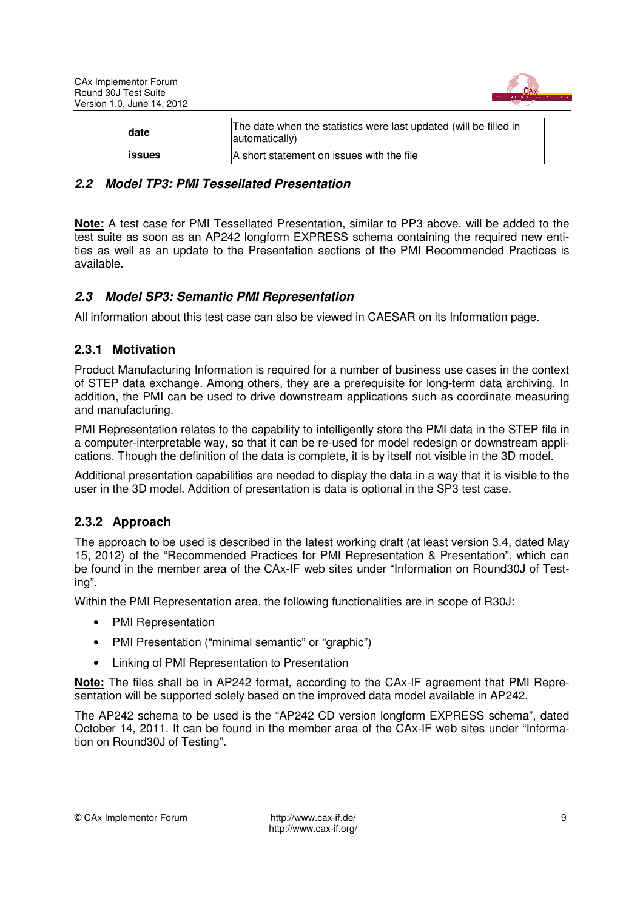| | |
|---|---|
| **date** | The date when the statistics were last updated (will be filled in automatically) |
| **issues** | A short statement on issues with the file |

## *2.2 Model TP3: PMI Tessellated Presentation*

**Note:** A test case for PMI Tessellated Presentation, similar to PP3 above, will be added to the test suite as soon as an AP242 longform EXPRESS schema containing the required new entities as well as an update to the Presentation sections of the PMI Recommended Practices is available.

## *2.3 Model SP3: Semantic PMI Representation*

All information about this test case can also be viewed in CAESAR on its Information page.

### 2.3.1 Motivation

Product Manufacturing Information is required for a number of business use cases in the context of STEP data exchange. Among others, they are a prerequisite for long-term data archiving. In addition, the PMI can be used to drive downstream applications such as coordinate measuring and manufacturing.

PMI Representation relates to the capability to intelligently store the PMI data in the STEP file in a computer-interpretable way, so that it can be re-used for model redesign or downstream applications. Though the definition of the data is complete, it is by itself not visible in the 3D model.

Additional presentation capabilities are needed to display the data in a way that it is visible to the user in the 3D model. Addition of presentation is data is optional in the SP3 test case.

### 2.3.2 Approach

The approach to be used is described in the latest working draft (at least version 3.4, dated May 15, 2012) of the "Recommended Practices for PMI Representation & Presentation", which can be found in the member area of the CAx-IF web sites under "Information on Round30J of Testing".

Within the PMI Representation area, the following functionalities are in scope of R30J:

- PMI Representation
- PMI Presentation ("minimal semantic" or "graphic")
- Linking of PMI Representation to Presentation

**Note:** The files shall be in AP242 format, according to the CAx-IF agreement that PMI Representation will be supported solely based on the improved data model available in AP242.

The AP242 schema to be used is the "AP242 CD version longform EXPRESS schema", dated October 14, 2011. It can be found in the member area of the CAx-IF web sites under "Information on Round30J of Testing".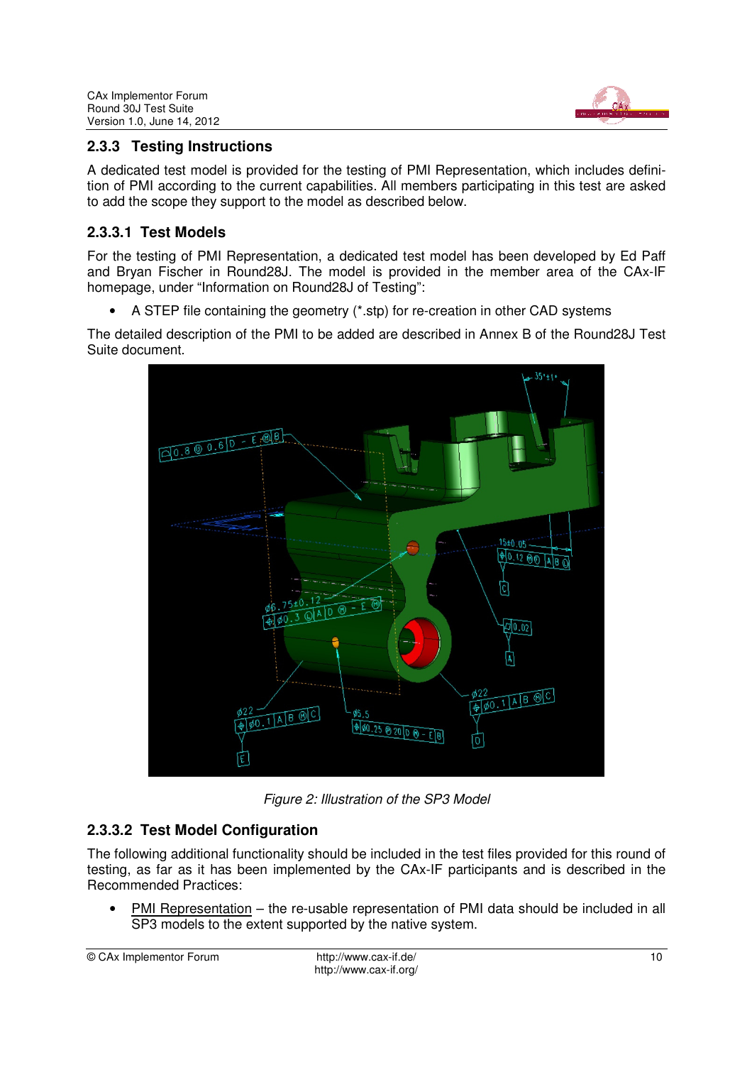### 2.3.3 Testing Instructions

A dedicated test model is provided for the testing of PMI Representation, which includes definition of PMI according to the current capabilities. All members participating in this test are asked to add the scope they support to the model as described below.

#### 2.3.3.1 Test Models

For the testing of PMI Representation, a dedicated test model has been developed by Ed Paff and Bryan Fischer in Round28J. The model is provided in the member area of the CAx-IF homepage, under "Information on Round28J of Testing":

- A STEP file containing the geometry (*.stp) for re-creation in other CAD systems

The detailed description of the PMI to be added are described in Annex B of the Round28J Test Suite document.

*Figure 2: Illustration of the SP3 Model*

#### 2.3.3.2 Test Model Configuration

The following additional functionality should be included in the test files provided for this round of testing, as far as it has been implemented by the CAx-IF participants and is described in the Recommended Practices:

- PMI Representation – the re-usable representation of PMI data should be included in all SP3 models to the extent supported by the native system.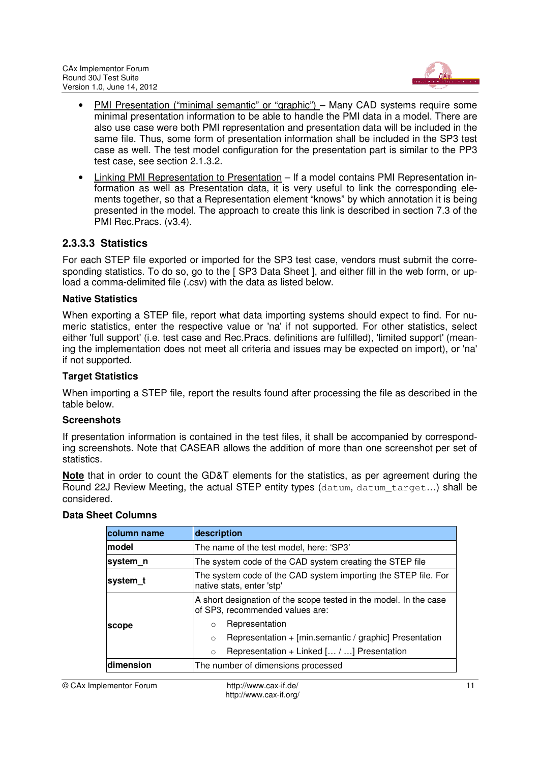- PMI Presentation (“minimal semantic” or “graphic”) – Many CAD systems require some minimal presentation information to be able to handle the PMI data in a model. There are also use case were both PMI representation and presentation data will be included in the same file. Thus, some form of presentation information shall be included in the SP3 test case as well. The test model configuration for the presentation part is similar to the PP3 test case, see section 2.1.3.2.
- Linking PMI Representation to Presentation – If a model contains PMI Representation information as well as Presentation data, it is very useful to link the corresponding elements together, so that a Representation element “knows” by which annotation it is being presented in the model. The approach to create this link is described in section 7.3 of the PMI Rec.Pracs. (v3.4).

### 2.3.3.3 Statistics

For each STEP file exported or imported for the SP3 test case, vendors must submit the corresponding statistics. To do so, go to the [ SP3 Data Sheet ], and either fill in the web form, or upload a comma-delimited file (.csv) with the data as listed below.

**Native Statistics**

When exporting a STEP file, report what data importing systems should expect to find. For numeric statistics, enter the respective value or 'na' if not supported. For other statistics, select either 'full support' (i.e. test case and Rec.Pracs. definitions are fulfilled), 'limited support' (meaning the implementation does not meet all criteria and issues may be expected on import), or 'na' if not supported.

**Target Statistics**

When importing a STEP file, report the results found after processing the file as described in the table below.

**Screenshots**

If presentation information is contained in the test files, it shall be accompanied by corresponding screenshots. Note that CASEAR allows the addition of more than one screenshot per set of statistics.

**Note** that in order to count the GD&T elements for the statistics, as per agreement during the Round 22J Review Meeting, the actual STEP entity types (`datum`, `datum_target`…) shall be considered.

**Data Sheet Columns**

| column name | description |
|---|---|
| **model** | The name of the test model, here: ‘SP3’ |
| **system_n** | The system code of the CAD system creating the STEP file |
| **system_t** | The system code of the CAD system importing the STEP file. For native stats, enter 'stp' |
| **scope** | A short designation of the scope tested in the model. In the case of SP3, recommended values are:<br>○ Representation<br>○ Representation + [min.semantic / graphic] Presentation<br>○ Representation + Linked [… / …] Presentation |
| **dimension** | The number of dimensions processed |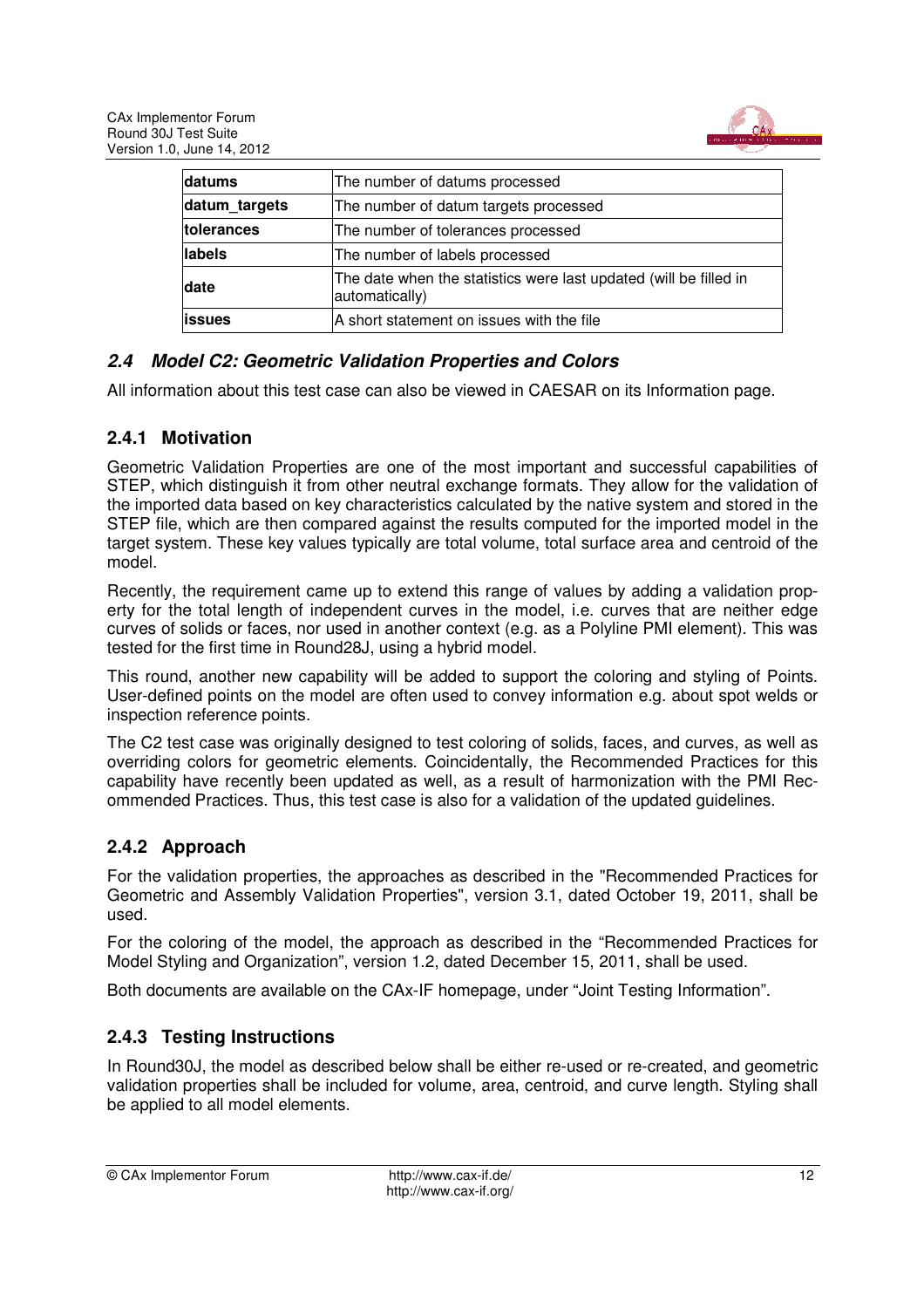| | |
|---|---|
| **datums** | The number of datums processed |
| **datum_targets** | The number of datum targets processed |
| **tolerances** | The number of tolerances processed |
| **labels** | The number of labels processed |
| **date** | The date when the statistics were last updated (will be filled in automatically) |
| **issues** | A short statement on issues with the file |

## 2.4 Model C2: Geometric Validation Properties and Colors

All information about this test case can also be viewed in CAESAR on its Information page.

### 2.4.1 Motivation

Geometric Validation Properties are one of the most important and successful capabilities of STEP, which distinguish it from other neutral exchange formats. They allow for the validation of the imported data based on key characteristics calculated by the native system and stored in the STEP file, which are then compared against the results computed for the imported model in the target system. These key values typically are total volume, total surface area and centroid of the model.

Recently, the requirement came up to extend this range of values by adding a validation property for the total length of independent curves in the model, i.e. curves that are neither edge curves of solids or faces, nor used in another context (e.g. as a Polyline PMI element). This was tested for the first time in Round28J, using a hybrid model.

This round, another new capability will be added to support the coloring and styling of Points. User-defined points on the model are often used to convey information e.g. about spot welds or inspection reference points.

The C2 test case was originally designed to test coloring of solids, faces, and curves, as well as overriding colors for geometric elements. Coincidentally, the Recommended Practices for this capability have recently been updated as well, as a result of harmonization with the PMI Recommended Practices. Thus, this test case is also for a validation of the updated guidelines.

### 2.4.2 Approach

For the validation properties, the approaches as described in the "Recommended Practices for Geometric and Assembly Validation Properties", version 3.1, dated October 19, 2011, shall be used.

For the coloring of the model, the approach as described in the “Recommended Practices for Model Styling and Organization”, version 1.2, dated December 15, 2011, shall be used.

Both documents are available on the CAx-IF homepage, under “Joint Testing Information”.

### 2.4.3 Testing Instructions

In Round30J, the model as described below shall be either re-used or re-created, and geometric validation properties shall be included for volume, area, centroid, and curve length. Styling shall be applied to all model elements.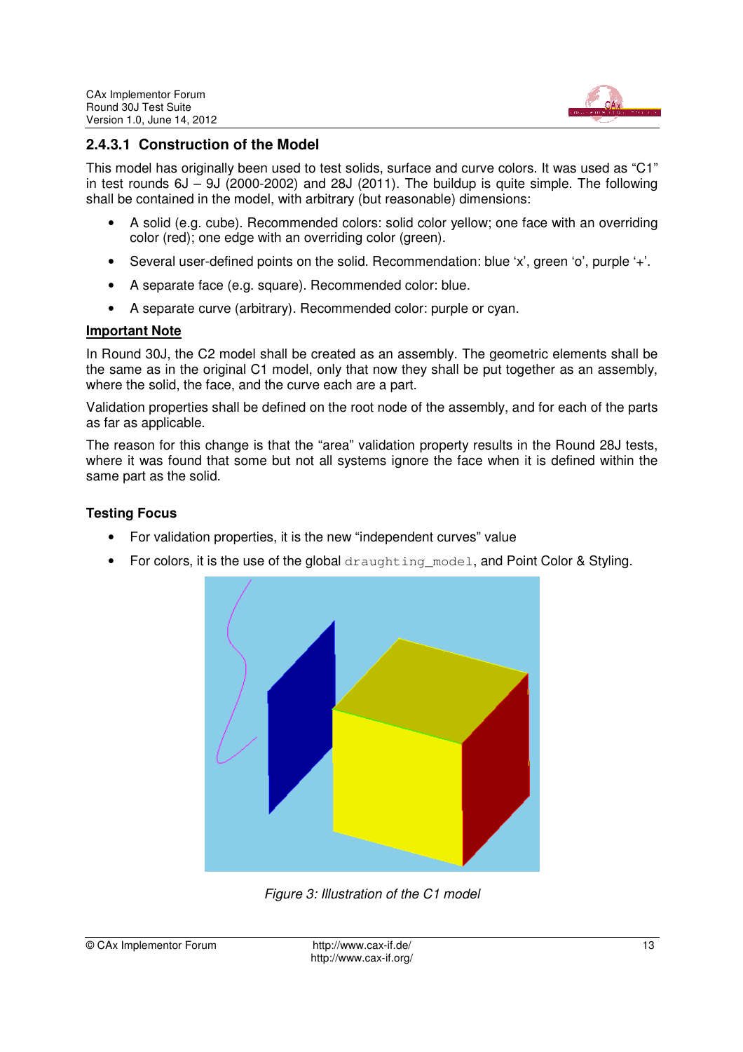### 2.4.3.1 Construction of the Model

This model has originally been used to test solids, surface and curve colors. It was used as “C1” in test rounds 6J – 9J (2000-2002) and 28J (2011). The buildup is quite simple. The following shall be contained in the model, with arbitrary (but reasonable) dimensions:

- A solid (e.g. cube). Recommended colors: solid color yellow; one face with an overriding color (red); one edge with an overriding color (green).
- Several user-defined points on the solid. Recommendation: blue ‘x’, green ‘o’, purple ‘+’.
- A separate face (e.g. square). Recommended color: blue.
- A separate curve (arbitrary). Recommended color: purple or cyan.

**<u>Important Note</u>**

In Round 30J, the C2 model shall be created as an assembly. The geometric elements shall be the same as in the original C1 model, only that now they shall be put together as an assembly, where the solid, the face, and the curve each are a part.

Validation properties shall be defined on the root node of the assembly, and for each of the parts as far as applicable.

The reason for this change is that the “area” validation property results in the Round 28J tests, where it was found that some but not all systems ignore the face when it is defined within the same part as the solid.

**Testing Focus**

- For validation properties, it is the new “independent curves” value
- For colors, it is the use of the global `draughting_model`, and Point Color & Styling.

*Figure 3: Illustration of the C1 model*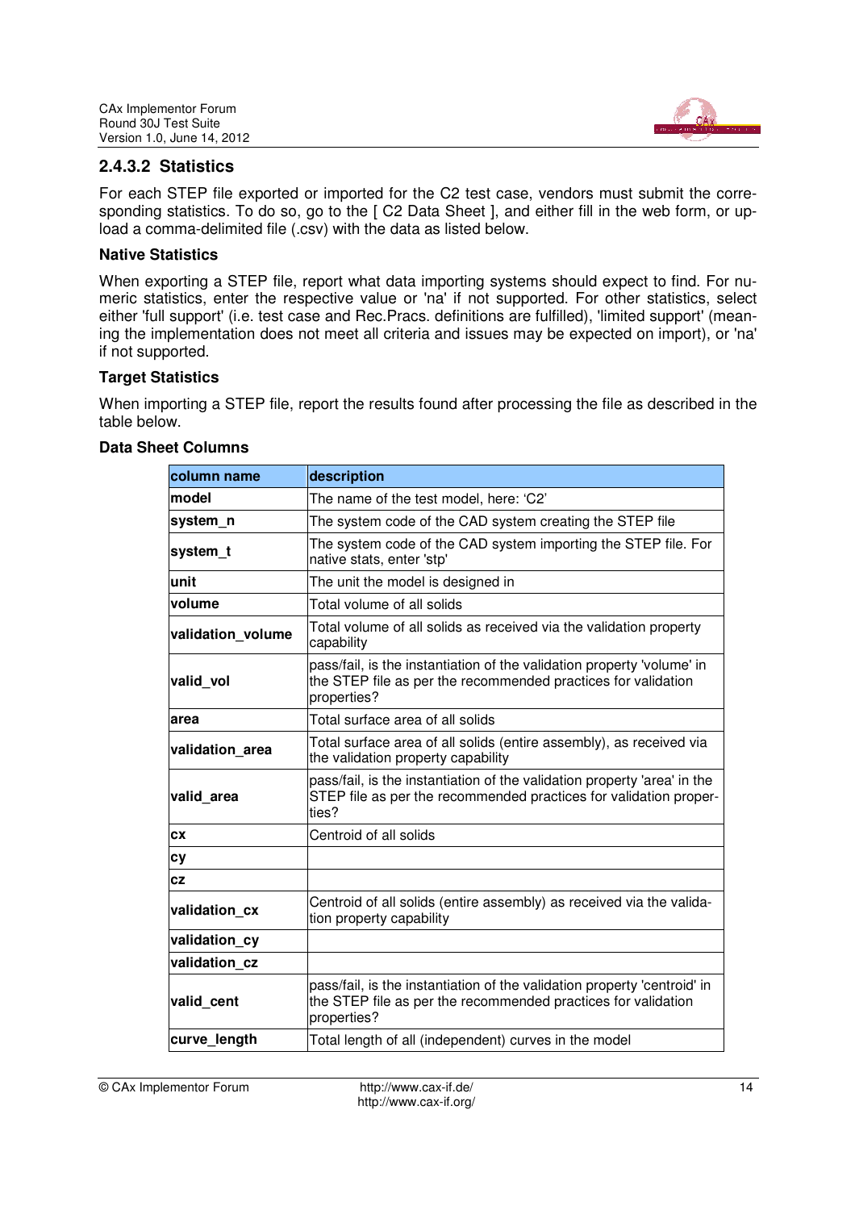### 2.4.3.2 Statistics

For each STEP file exported or imported for the C2 test case, vendors must submit the corresponding statistics. To do so, go to the [ C2 Data Sheet ], and either fill in the web form, or upload a comma-delimited file (.csv) with the data as listed below.

**Native Statistics**

When exporting a STEP file, report what data importing systems should expect to find. For numeric statistics, enter the respective value or 'na' if not supported. For other statistics, select either 'full support' (i.e. test case and Rec.Pracs. definitions are fulfilled), 'limited support' (meaning the implementation does not meet all criteria and issues may be expected on import), or 'na' if not supported.

**Target Statistics**

When importing a STEP file, report the results found after processing the file as described in the table below.

**Data Sheet Columns**

| column name | description |
|---|---|
| **model** | The name of the test model, here: 'C2' |
| **system_n** | The system code of the CAD system creating the STEP file |
| **system_t** | The system code of the CAD system importing the STEP file. For native stats, enter 'stp' |
| **unit** | The unit the model is designed in |
| **volume** | Total volume of all solids |
| **validation_volume** | Total volume of all solids as received via the validation property capability |
| **valid_vol** | pass/fail, is the instantiation of the validation property 'volume' in the STEP file as per the recommended practices for validation properties? |
| **area** | Total surface area of all solids |
| **validation_area** | Total surface area of all solids (entire assembly), as received via the validation property capability |
| **valid_area** | pass/fail, is the instantiation of the validation property 'area' in the STEP file as per the recommended practices for validation properties? |
| **cx** | Centroid of all solids |
| **cy** | |
| **cz** | |
| **validation_cx** | Centroid of all solids (entire assembly) as received via the validation property capability |
| **validation_cy** | |
| **validation_cz** | |
| **valid_cent** | pass/fail, is the instantiation of the validation property 'centroid' in the STEP file as per the recommended practices for validation properties? |
| **curve_length** | Total length of all (independent) curves in the model |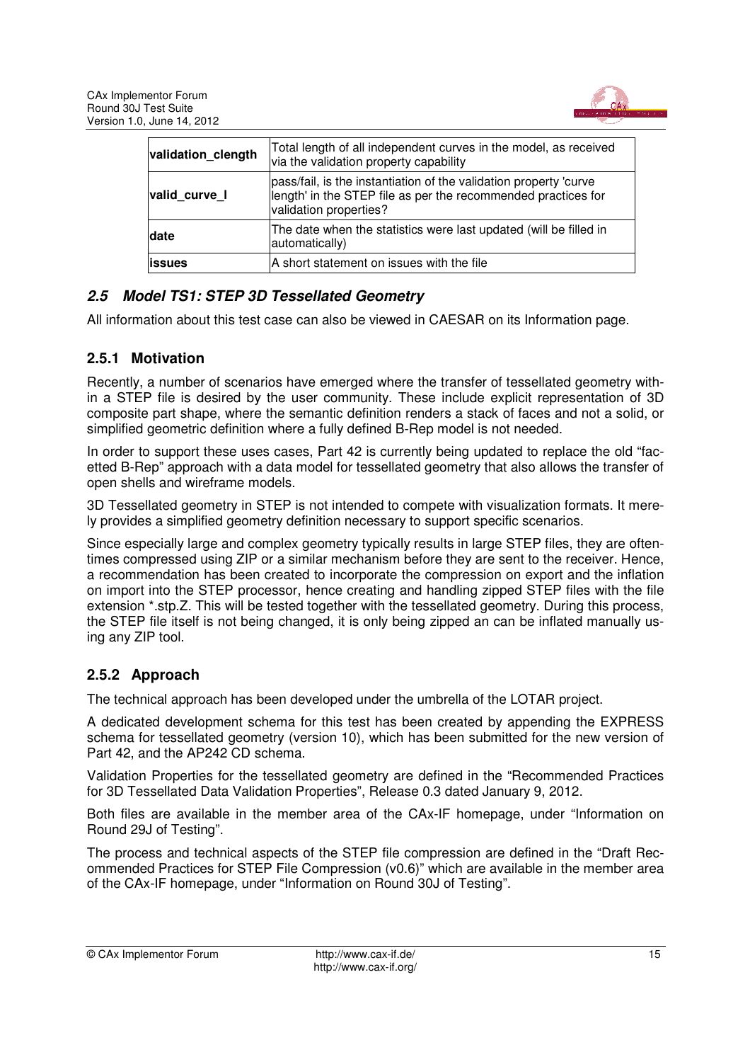| validation_clength | Total length of all independent curves in the model, as received via the validation property capability |
|---|---|
| valid_curve_l | pass/fail, is the instantiation of the validation property 'curve length' in the STEP file as per the recommended practices for validation properties? |
| date | The date when the statistics were last updated (will be filled in automatically) |
| issues | A short statement on issues with the file |

## 2.5 Model TS1: STEP 3D Tessellated Geometry

All information about this test case can also be viewed in CAESAR on its Information page.

### 2.5.1 Motivation

Recently, a number of scenarios have emerged where the transfer of tessellated geometry within a STEP file is desired by the user community. These include explicit representation of 3D composite part shape, where the semantic definition renders a stack of faces and not a solid, or simplified geometric definition where a fully defined B-Rep model is not needed.

In order to support these uses cases, Part 42 is currently being updated to replace the old "facetted B-Rep" approach with a data model for tessellated geometry that also allows the transfer of open shells and wireframe models.

3D Tessellated geometry in STEP is not intended to compete with visualization formats. It merely provides a simplified geometry definition necessary to support specific scenarios.

Since especially large and complex geometry typically results in large STEP files, they are oftentimes compressed using ZIP or a similar mechanism before they are sent to the receiver. Hence, a recommendation has been created to incorporate the compression on export and the inflation on import into the STEP processor, hence creating and handling zipped STEP files with the file extension *.stp.Z. This will be tested together with the tessellated geometry. During this process, the STEP file itself is not being changed, it is only being zipped an can be inflated manually using any ZIP tool.

### 2.5.2 Approach

The technical approach has been developed under the umbrella of the LOTAR project.

A dedicated development schema for this test has been created by appending the EXPRESS schema for tessellated geometry (version 10), which has been submitted for the new version of Part 42, and the AP242 CD schema.

Validation Properties for the tessellated geometry are defined in the "Recommended Practices for 3D Tessellated Data Validation Properties", Release 0.3 dated January 9, 2012.

Both files are available in the member area of the CAx-IF homepage, under "Information on Round 29J of Testing".

The process and technical aspects of the STEP file compression are defined in the "Draft Recommended Practices for STEP File Compression (v0.6)" which are available in the member area of the CAx-IF homepage, under "Information on Round 30J of Testing".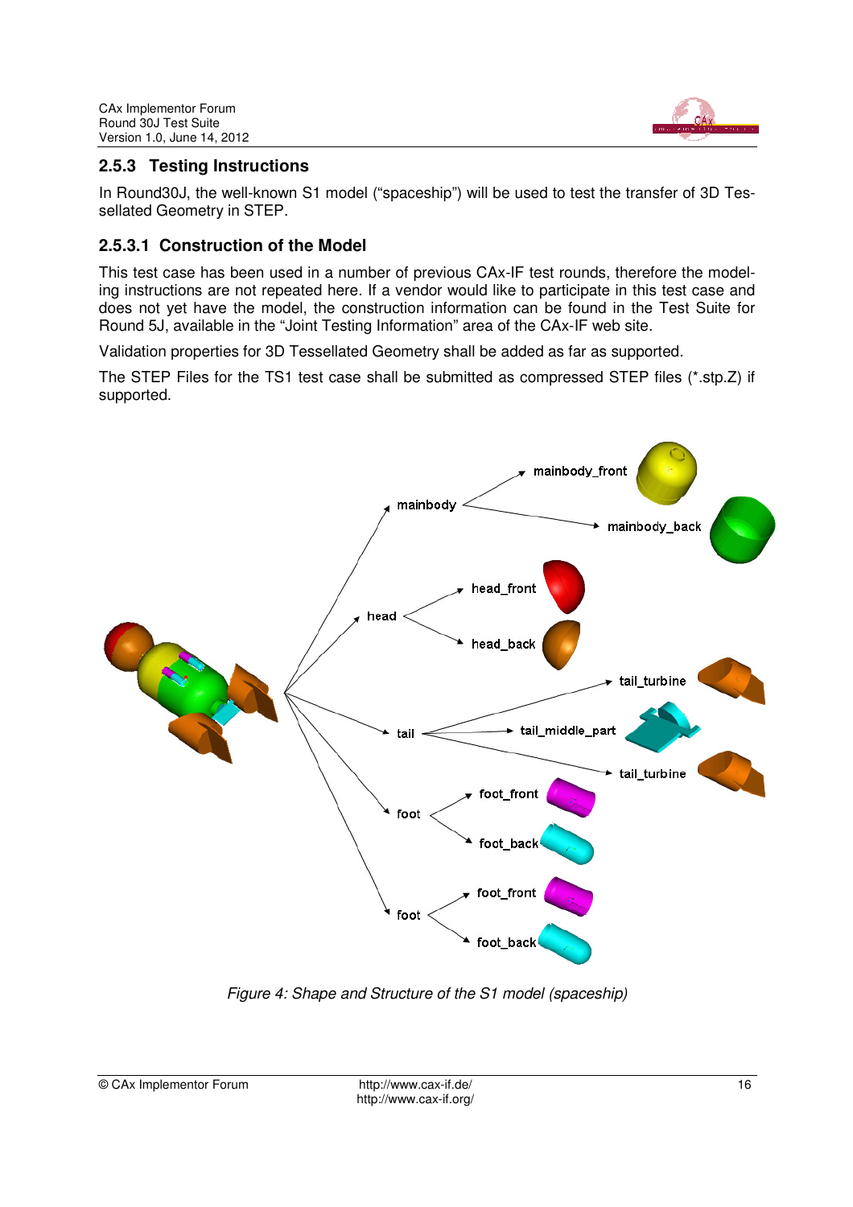### 2.5.3 Testing Instructions

In Round30J, the well-known S1 model ("spaceship") will be used to test the transfer of 3D Tessellated Geometry in STEP.

#### 2.5.3.1 Construction of the Model

This test case has been used in a number of previous CAx-IF test rounds, therefore the modeling instructions are not repeated here. If a vendor would like to participate in this test case and does not yet have the model, the construction information can be found in the Test Suite for Round 5J, available in the "Joint Testing Information" area of the CAx-IF web site.

Validation properties for 3D Tessellated Geometry shall be added as far as supported.

The STEP Files for the TS1 test case shall be submitted as compressed STEP files (*.stp.Z) if supported.

*Figure 4: Shape and Structure of the S1 model (spaceship)*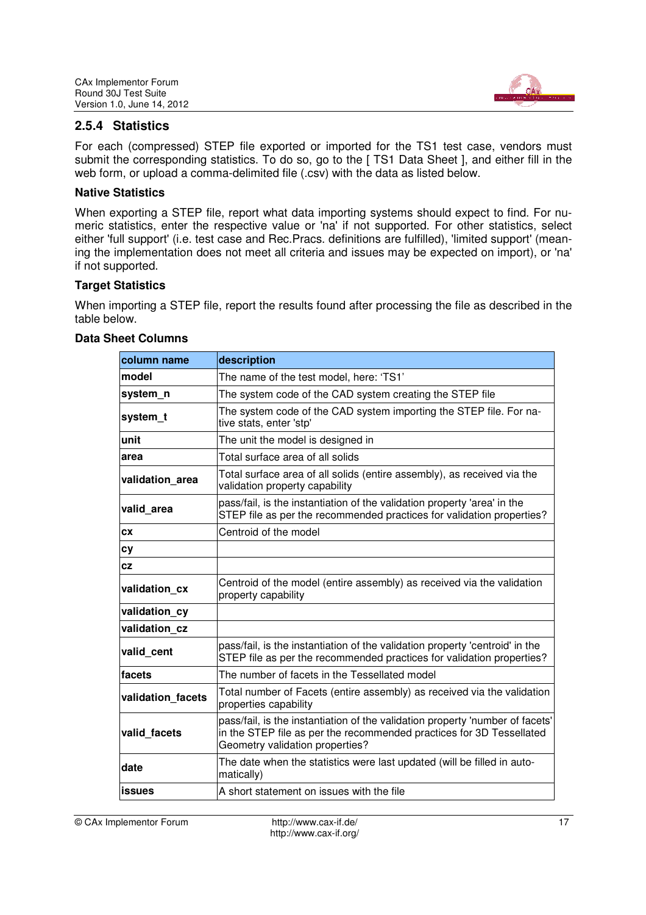### 2.5.4 Statistics

For each (compressed) STEP file exported or imported for the TS1 test case, vendors must submit the corresponding statistics. To do so, go to the [ TS1 Data Sheet ], and either fill in the web form, or upload a comma-delimited file (.csv) with the data as listed below.

**Native Statistics**

When exporting a STEP file, report what data importing systems should expect to find. For numeric statistics, enter the respective value or 'na' if not supported. For other statistics, select either 'full support' (i.e. test case and Rec.Pracs. definitions are fulfilled), 'limited support' (meaning the implementation does not meet all criteria and issues may be expected on import), or 'na' if not supported.

**Target Statistics**

When importing a STEP file, report the results found after processing the file as described in the table below.

**Data Sheet Columns**

| column name | description |
|---|---|
| **model** | The name of the test model, here: 'TS1' |
| **system_n** | The system code of the CAD system creating the STEP file |
| **system_t** | The system code of the CAD system importing the STEP file. For native stats, enter 'stp' |
| **unit** | The unit the model is designed in |
| **area** | Total surface area of all solids |
| **validation_area** | Total surface area of all solids (entire assembly), as received via the validation property capability |
| **valid_area** | pass/fail, is the instantiation of the validation property 'area' in the STEP file as per the recommended practices for validation properties? |
| **cx** | Centroid of the model |
| **cy** | |
| **cz** | |
| **validation_cx** | Centroid of the model (entire assembly) as received via the validation property capability |
| **validation_cy** | |
| **validation_cz** | |
| **valid_cent** | pass/fail, is the instantiation of the validation property 'centroid' in the STEP file as per the recommended practices for validation properties? |
| **facets** | The number of facets in the Tessellated model |
| **validation_facets** | Total number of Facets (entire assembly) as received via the validation properties capability |
| **valid_facets** | pass/fail, is the instantiation of the validation property 'number of facets' in the STEP file as per the recommended practices for 3D Tessellated Geometry validation properties? |
| **date** | The date when the statistics were last updated (will be filled in automatically) |
| **issues** | A short statement on issues with the file |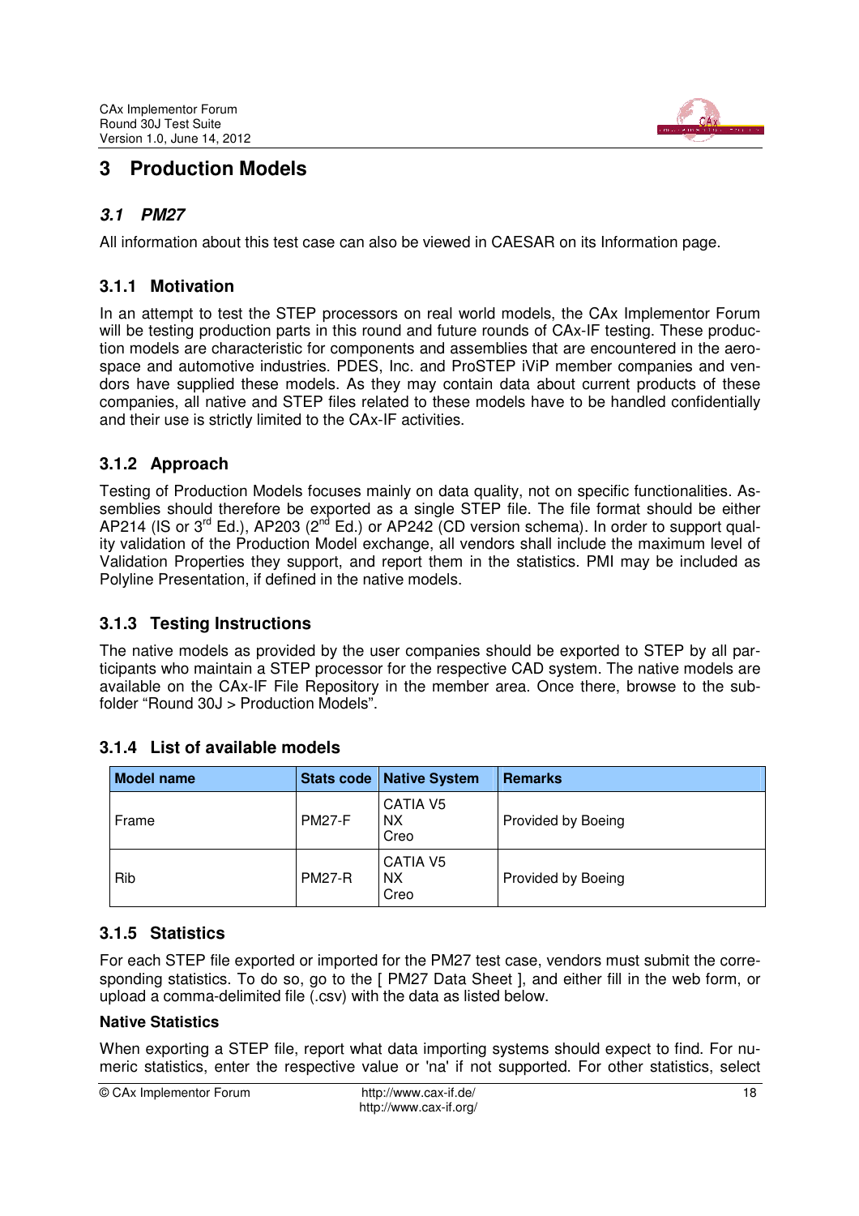# 3 Production Models

## *3.1 PM27*

All information about this test case can also be viewed in CAESAR on its Information page.

### 3.1.1 Motivation

In an attempt to test the STEP processors on real world models, the CAx Implementor Forum will be testing production parts in this round and future rounds of CAx-IF testing. These production models are characteristic for components and assemblies that are encountered in the aerospace and automotive industries. PDES, Inc. and ProSTEP iViP member companies and vendors have supplied these models. As they may contain data about current products of these companies, all native and STEP files related to these models have to be handled confidentially and their use is strictly limited to the CAx-IF activities.

### 3.1.2 Approach

Testing of Production Models focuses mainly on data quality, not on specific functionalities. Assemblies should therefore be exported as a single STEP file. The file format should be either AP214 (IS or 3rd Ed.), AP203 (2nd Ed.) or AP242 (CD version schema). In order to support quality validation of the Production Model exchange, all vendors shall include the maximum level of Validation Properties they support, and report them in the statistics. PMI may be included as Polyline Presentation, if defined in the native models.

### 3.1.3 Testing Instructions

The native models as provided by the user companies should be exported to STEP by all participants who maintain a STEP processor for the respective CAD system. The native models are available on the CAx-IF File Repository in the member area. Once there, browse to the subfolder "Round 30J > Production Models".

### 3.1.4 List of available models

| Model name | Stats code | Native System | Remarks |
|---|---|---|---|
| Frame | PM27-F | CATIA V5<br>NX<br>Creo | Provided by Boeing |
| Rib | PM27-R | CATIA V5<br>NX<br>Creo | Provided by Boeing |

### 3.1.5 Statistics

For each STEP file exported or imported for the PM27 test case, vendors must submit the corresponding statistics. To do so, go to the [ PM27 Data Sheet ], and either fill in the web form, or upload a comma-delimited file (.csv) with the data as listed below.

**Native Statistics**

When exporting a STEP file, report what data importing systems should expect to find. For numeric statistics, enter the respective value or 'na' if not supported. For other statistics, select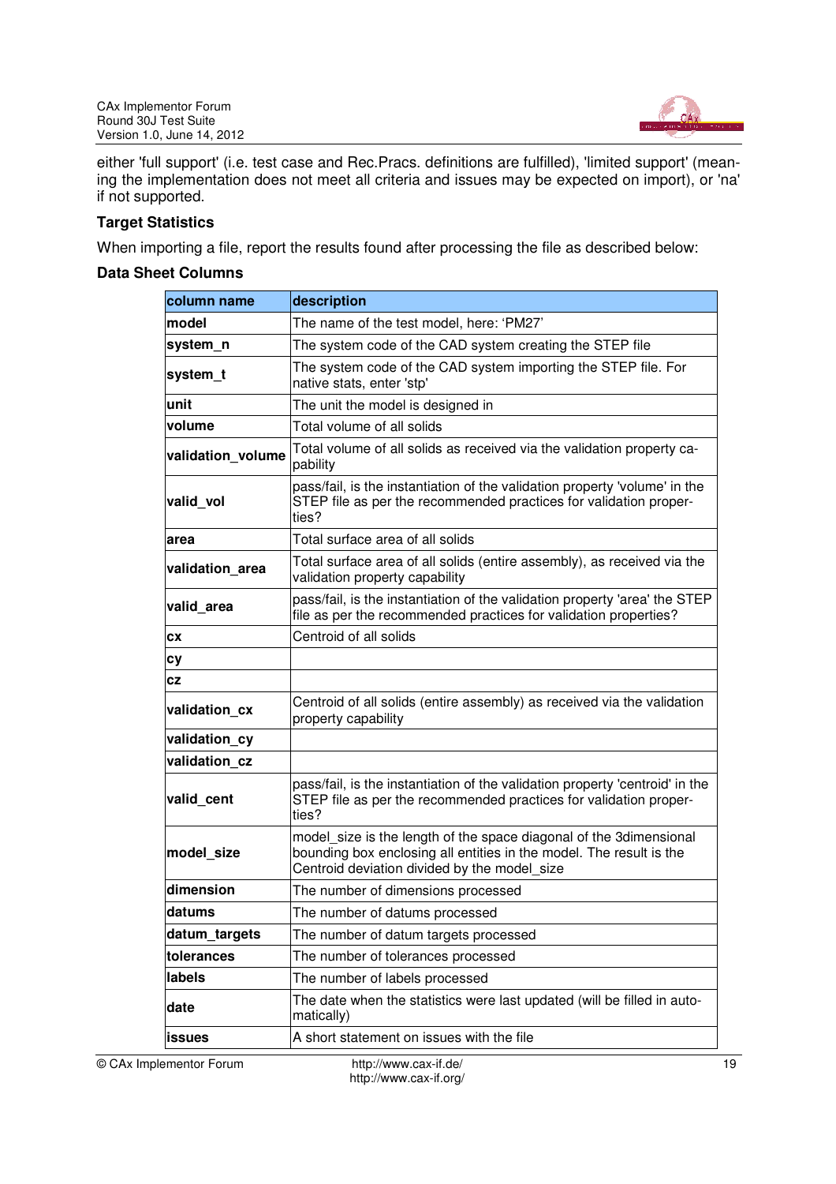either 'full support' (i.e. test case and Rec.Pracs. definitions are fulfilled), 'limited support' (meaning the implementation does not meet all criteria and issues may be expected on import), or 'na' if not supported.

### Target Statistics

When importing a file, report the results found after processing the file as described below:

### Data Sheet Columns

| column name | description |
|---|---|
| **model** | The name of the test model, here: 'PM27' |
| **system_n** | The system code of the CAD system creating the STEP file |
| **system_t** | The system code of the CAD system importing the STEP file. For native stats, enter 'stp' |
| **unit** | The unit the model is designed in |
| **volume** | Total volume of all solids |
| **validation_volume** | Total volume of all solids as received via the validation property capability |
| **valid_vol** | pass/fail, is the instantiation of the validation property 'volume' in the STEP file as per the recommended practices for validation properties? |
| **area** | Total surface area of all solids |
| **validation_area** | Total surface area of all solids (entire assembly), as received via the validation property capability |
| **valid_area** | pass/fail, is the instantiation of the validation property 'area' the STEP file as per the recommended practices for validation properties? |
| **cx** | Centroid of all solids |
| **cy** | |
| **cz** | |
| **validation_cx** | Centroid of all solids (entire assembly) as received via the validation property capability |
| **validation_cy** | |
| **validation_cz** | |
| **valid_cent** | pass/fail, is the instantiation of the validation property 'centroid' in the STEP file as per the recommended practices for validation properties? |
| **model_size** | model_size is the length of the space diagonal of the 3dimensional bounding box enclosing all entities in the model. The result is the Centroid deviation divided by the model_size |
| **dimension** | The number of dimensions processed |
| **datums** | The number of datums processed |
| **datum_targets** | The number of datum targets processed |
| **tolerances** | The number of tolerances processed |
| **labels** | The number of labels processed |
| **date** | The date when the statistics were last updated (will be filled in automatically) |
| **issues** | A short statement on issues with the file |